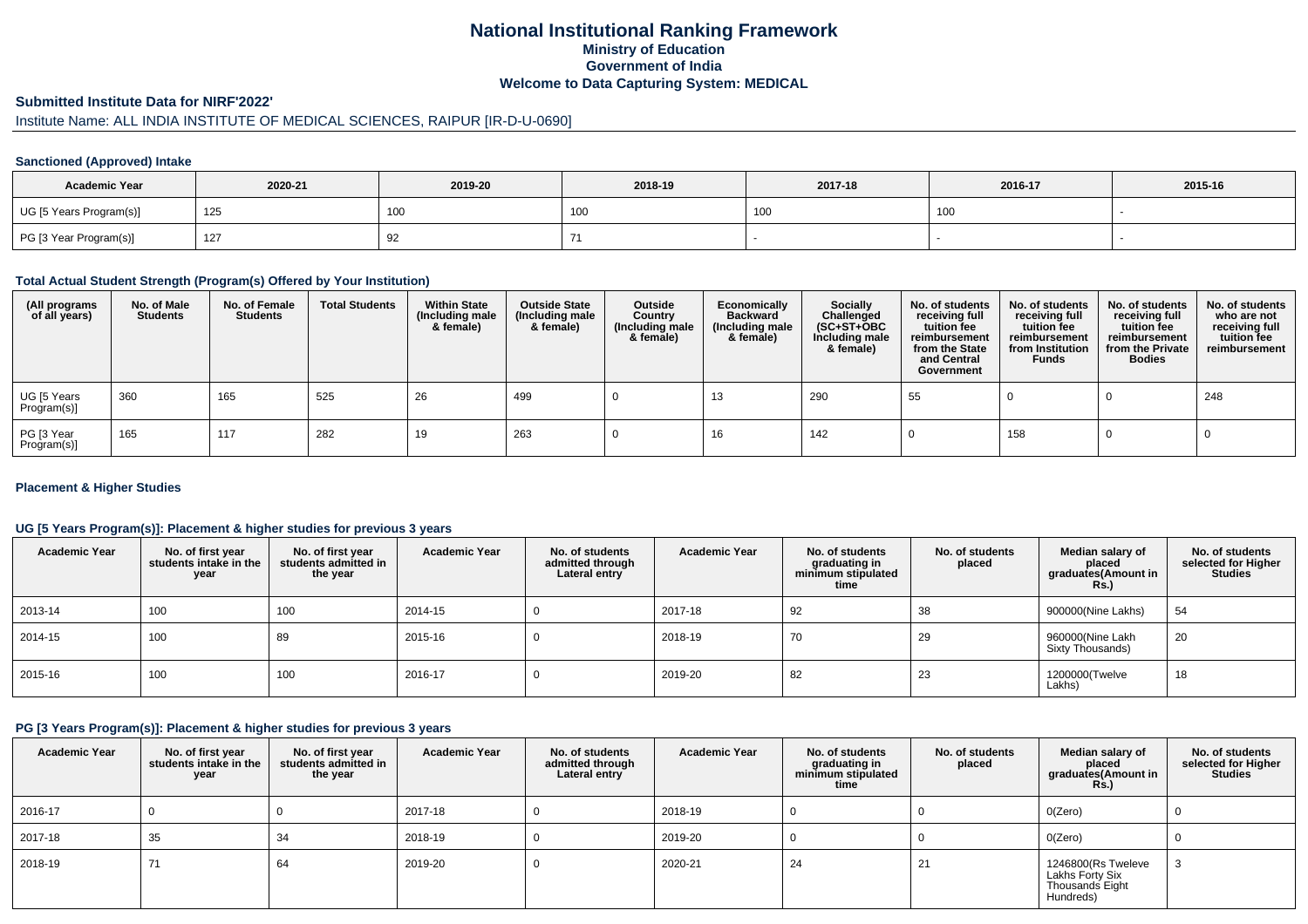# National Institutional Ranking Framework
## Ministry of Education
## Government of India
## Welcome to Data Capturing System: MEDICAL

### Submitted Institute Data for NIRF'2022'

Institute Name: ALL INDIA INSTITUTE OF MEDICAL SCIENCES, RAIPUR [IR-D-U-0690]

#### Sanctioned (Approved) Intake

| Academic Year | 2020-21 | 2019-20 | 2018-19 | 2017-18 | 2016-17 | 2015-16 |
|---|---|---|---|---|---|---|
| UG [5 Years Program(s)] | 125 | 100 | 100 | 100 | 100 | - |
| PG [3 Year Program(s)] | 127 | 92 | 71 | - | - | - |

#### Total Actual Student Strength (Program(s) Offered by Your Institution)

| (All programs of all years) | No. of Male Students | No. of Female Students | Total Students | Within State (Including male & female) | Outside State (Including male & female) | Outside Country (Including male & female) | Economically Backward (Including male & female) | Socially Challenged (SC+ST+OBC Including male & female) | No. of students receiving full tuition fee reimbursement from the State and Central Government | No. of students receiving full tuition fee reimbursement from Institution Funds | No. of students receiving full tuition fee reimbursement from the Private Bodies | No. of students who are not receiving full tuition fee reimbursement |
|---|---|---|---|---|---|---|---|---|---|---|---|---|
| UG [5 Years Program(s)] | 360 | 165 | 525 | 26 | 499 | 0 | 13 | 290 | 55 | 0 | 0 | 248 |
| PG [3 Year Program(s)] | 165 | 117 | 282 | 19 | 263 | 0 | 16 | 142 | 0 | 158 | 0 | 0 |

#### Placement & Higher Studies

#### UG [5 Years Program(s)]: Placement & higher studies for previous 3 years

| Academic Year | No. of first year students intake in the year | No. of first year students admitted in the year | Academic Year | No. of students admitted through Lateral entry | Academic Year | No. of students graduating in minimum stipulated time | No. of students placed | Median salary of placed graduates(Amount in Rs.) | No. of students selected for Higher Studies |
|---|---|---|---|---|---|---|---|---|---|
| 2013-14 | 100 | 100 | 2014-15 | 0 | 2017-18 | 92 | 38 | 900000(Nine Lakhs) | 54 |
| 2014-15 | 100 | 89 | 2015-16 | 0 | 2018-19 | 70 | 29 | 960000(Nine Lakh Sixty Thousands) | 20 |
| 2015-16 | 100 | 100 | 2016-17 | 0 | 2019-20 | 82 | 23 | 1200000(Twelve Lakhs) | 18 |

#### PG [3 Years Program(s)]: Placement & higher studies for previous 3 years

| Academic Year | No. of first year students intake in the year | No. of first year students admitted in the year | Academic Year | No. of students admitted through Lateral entry | Academic Year | No. of students graduating in minimum stipulated time | No. of students placed | Median salary of placed graduates(Amount in Rs.) | No. of students selected for Higher Studies |
|---|---|---|---|---|---|---|---|---|---|
| 2016-17 | 0 | 0 | 2017-18 | 0 | 2018-19 | 0 | 0 | 0(Zero) | 0 |
| 2017-18 | 35 | 34 | 2018-19 | 0 | 2019-20 | 0 | 0 | 0(Zero) | 0 |
| 2018-19 | 71 | 64 | 2019-20 | 0 | 2020-21 | 24 | 21 | 1246800(Rs Tweleve Lakhs Forty Six Thousands Eight Hundreds) | 3 |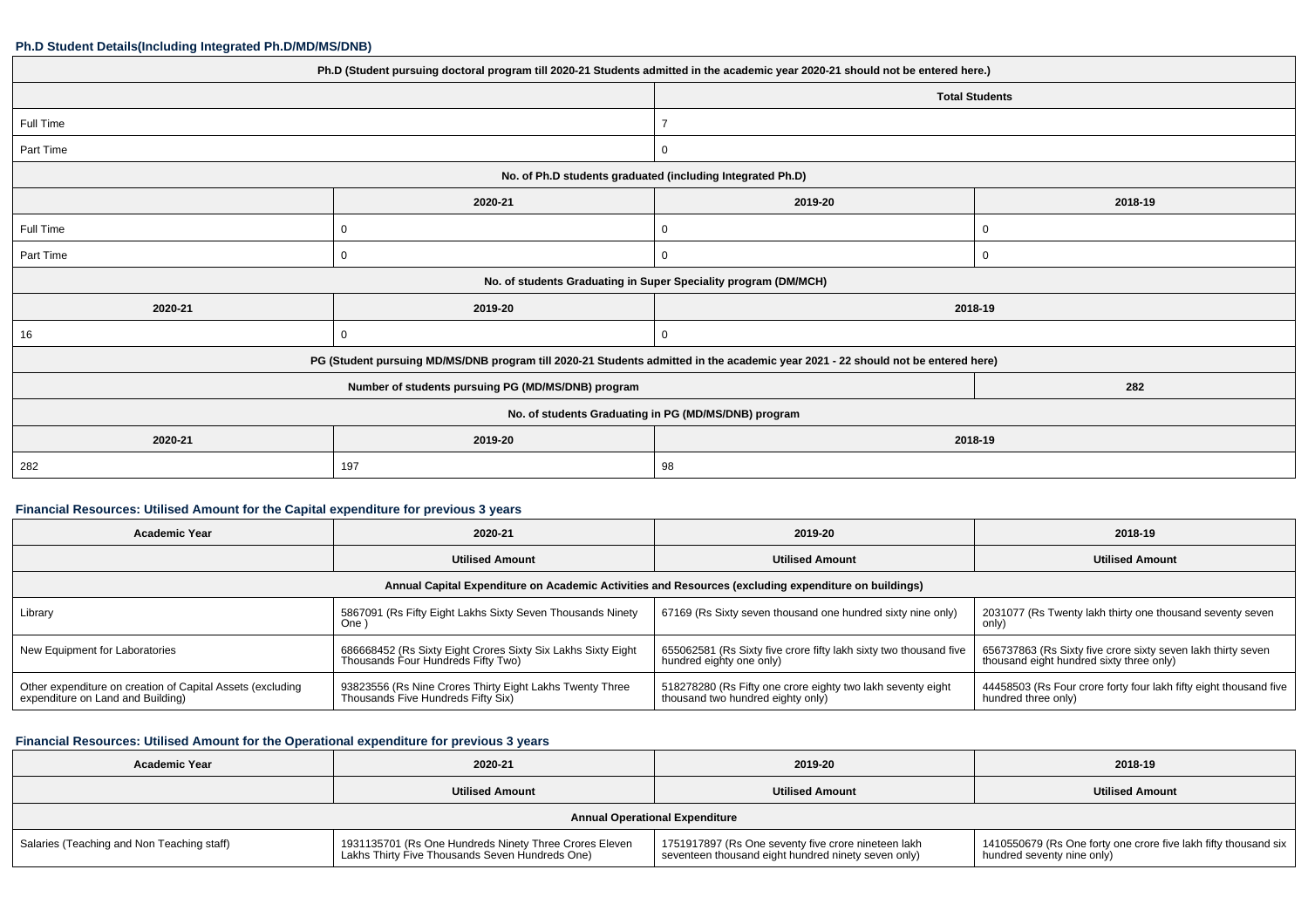### Ph.D Student Details(Including Integrated Ph.D/MD/MS/DNB)

| Ph.D (Student pursuing doctoral program till 2020-21 Students admitted in the academic year 2020-21 should not be entered here.) | | | |
|---|---|---|---|
| | | Total Students | |
| Full Time | | 7 | |
| Part Time | | 0 | |
| No. of Ph.D students graduated (including Integrated Ph.D) | | | |
| | 2020-21 | 2019-20 | 2018-19 |
| Full Time | 0 | 0 | 0 |
| Part Time | 0 | 0 | 0 |
| No. of students Graduating in Super Speciality program (DM/MCH) | | | |
| 2020-21 | 2019-20 | 2018-19 | |
| 16 | 0 | 0 | |
| PG (Student pursuing MD/MS/DNB program till 2020-21 Students admitted in the academic year 2021 - 22 should not be entered here) | | | |
| Number of students pursuing PG (MD/MS/DNB) program | | | 282 |
| No. of students Graduating in PG (MD/MS/DNB) program | | | |
| 2020-21 | 2019-20 | 2018-19 | |
| 282 | 197 | 98 | |

### Financial Resources: Utilised Amount for the Capital expenditure for previous 3 years

| Academic Year | 2020-21 | 2019-20 | 2018-19 |
|---|---|---|---|
| | Utilised Amount | Utilised Amount | Utilised Amount |
| Annual Capital Expenditure on Academic Activities and Resources (excluding expenditure on buildings) | | | |
| Library | 5867091 (Rs Fifty Eight Lakhs Sixty Seven Thousands Ninety One ) | 67169 (Rs Sixty seven thousand one hundred sixty nine only) | 2031077 (Rs Twenty lakh thirty one thousand seventy seven only) |
| New Equipment for Laboratories | 686668452 (Rs Sixty Eight Crores Sixty Six Lakhs Sixty Eight Thousands Four Hundreds Fifty Two) | 655062581 (Rs Sixty five crore fifty lakh sixty two thousand five hundred eighty one only) | 656737863 (Rs Sixty five crore sixty seven lakh thirty seven thousand eight hundred sixty three only) |
| Other expenditure on creation of Capital Assets (excluding expenditure on Land and Building) | 93823556 (Rs Nine Crores Thirty Eight Lakhs Twenty Three Thousands Five Hundreds Fifty Six) | 518278280 (Rs Fifty one crore eighty two lakh seventy eight thousand two hundred eighty only) | 44458503 (Rs Four crore forty four lakh fifty eight thousand five hundred three only) |

### Financial Resources: Utilised Amount for the Operational expenditure for previous 3 years

| Academic Year | 2020-21 | 2019-20 | 2018-19 |
|---|---|---|---|
| | Utilised Amount | Utilised Amount | Utilised Amount |
| Annual Operational Expenditure | | | |
| Salaries (Teaching and Non Teaching staff) | 1931135701 (Rs One Hundreds Ninety Three Crores Eleven Lakhs Thirty Five Thousands Seven Hundreds One) | 1751917897 (Rs One seventy five crore nineteen lakh seventeen thousand eight hundred ninety seven only) | 1410550679 (Rs One forty one crore five lakh fifty thousand six hundred seventy nine only) |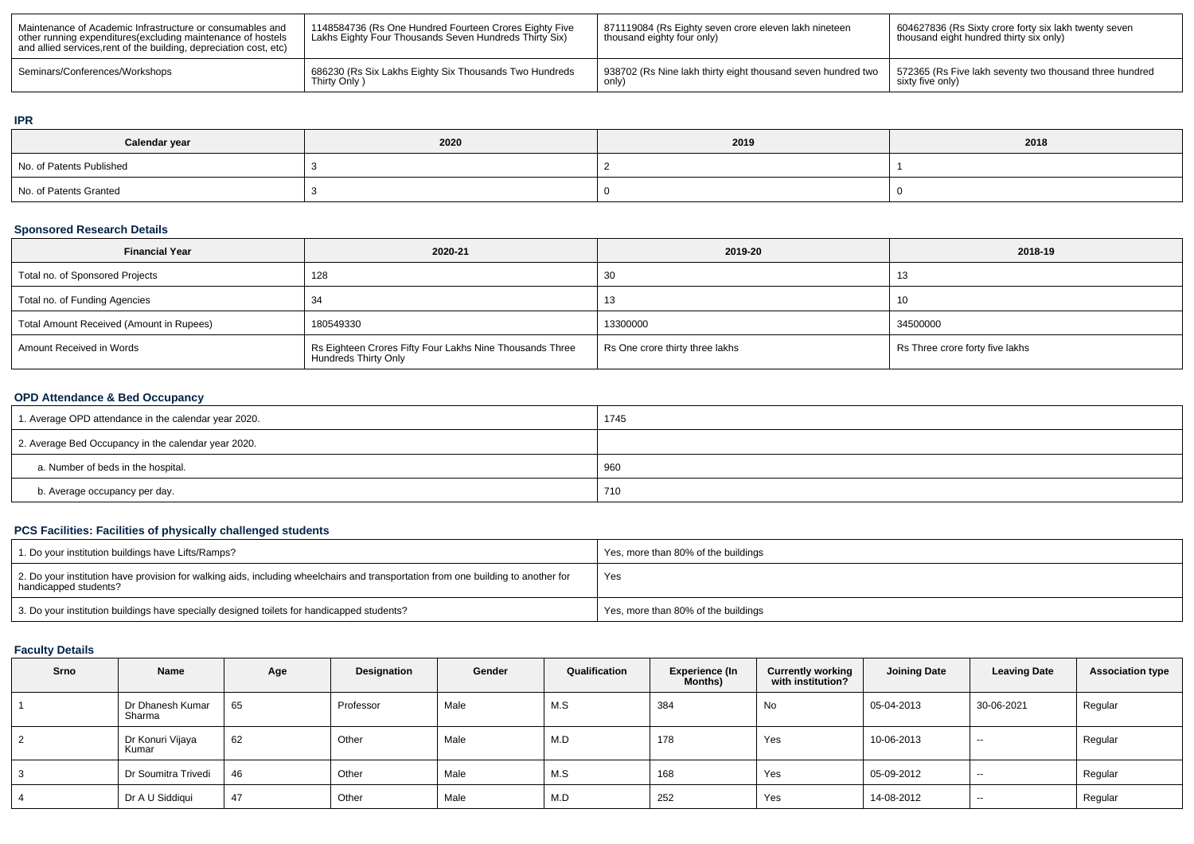| Maintenance of Academic Infrastructure or consumables and other running expenditures(excluding maintenance of hostels and allied services,rent of the building, depreciation cost, etc) | 1148584736 (Rs One Hundred Fourteen Crores Eighty Five Lakhs Eighty Four Thousands Seven Hundreds Thirty Six) | 871119084 (Rs Eighty seven crore eleven lakh nineteen thousand eighty four only) | 604627836 (Rs Sixty crore forty six lakh twenty seven thousand eight hundred thirty six only) |
|---|---|---|---|
| Seminars/Conferences/Workshops | 686230 (Rs Six Lakhs Eighty Six Thousands Two Hundreds Thirty Only ) | 938702 (Rs Nine lakh thirty eight thousand seven hundred two only) | 572365 (Rs Five lakh seventy two thousand three hundred sixty five only) |

## IPR

| Calendar year | 2020 | 2019 | 2018 |
|---|---|---|---|
| No. of Patents Published | 3 | 2 | 1 |
| No. of Patents Granted | 3 | 0 | 0 |

## Sponsored Research Details

| Financial Year | 2020-21 | 2019-20 | 2018-19 |
|---|---|---|---|
| Total no. of Sponsored Projects | 128 | 30 | 13 |
| Total no. of Funding Agencies | 34 | 13 | 10 |
| Total Amount Received (Amount in Rupees) | 180549330 | 13300000 | 34500000 |
| Amount Received in Words | Rs Eighteen Crores Fifty Four Lakhs Nine Thousands Three Hundreds Thirty Only | Rs One crore thirty three lakhs | Rs Three crore forty five lakhs |

## OPD Attendance & Bed Occupancy

| | |
|---|---|
| 1. Average OPD attendance in the calendar year 2020. | 1745 |
| 2. Average Bed Occupancy in the calendar year 2020. | |
| a. Number of beds in the hospital. | 960 |
| b. Average occupancy per day. | 710 |

## PCS Facilities: Facilities of physically challenged students

| | |
|---|---|
| 1. Do your institution buildings have Lifts/Ramps? | Yes, more than 80% of the buildings |
| 2. Do your institution have provision for walking aids, including wheelchairs and transportation from one building to another for handicapped students? | Yes |
| 3. Do your institution buildings have specially designed toilets for handicapped students? | Yes, more than 80% of the buildings |

## Faculty Details

| Srno | Name | Age | Designation | Gender | Qualification | Experience (In Months) | Currently working with institution? | Joining Date | Leaving Date | Association type |
|---|---|---|---|---|---|---|---|---|---|---|
| 1 | Dr Dhanesh Kumar Sharma | 65 | Professor | Male | M.S | 384 | No | 05-04-2013 | 30-06-2021 | Regular |
| 2 | Dr Konuri Vijaya Kumar | 62 | Other | Male | M.D | 178 | Yes | 10-06-2013 | -- | Regular |
| 3 | Dr Soumitra Trivedi | 46 | Other | Male | M.S | 168 | Yes | 05-09-2012 | -- | Regular |
| 4 | Dr A U Siddiqui | 47 | Other | Male | M.D | 252 | Yes | 14-08-2012 | -- | Regular |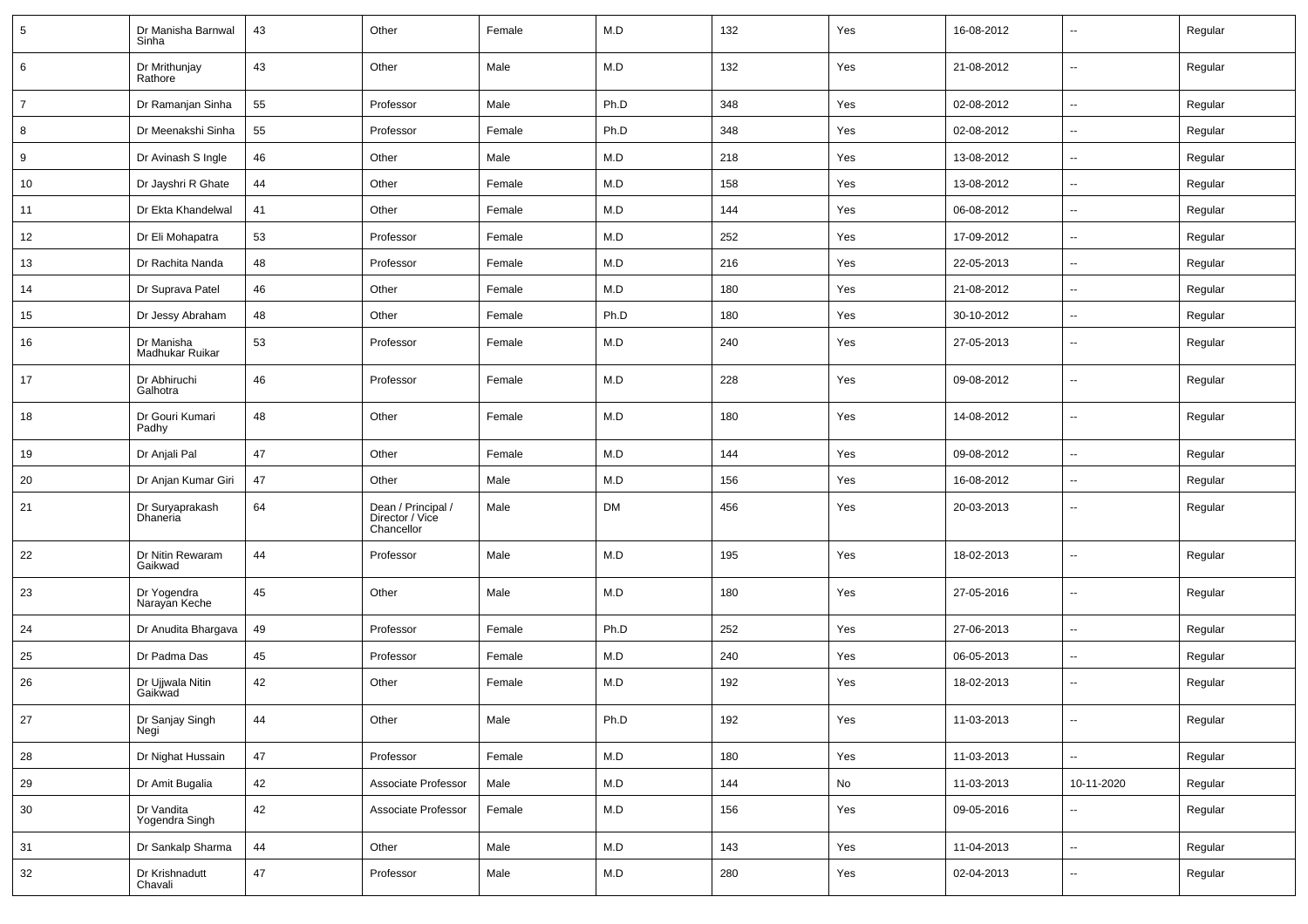| 5 | Dr Manisha Barnwal Sinha | 43 | Other | Female | M.D | 132 | Yes | 16-08-2012 | -- | Regular |
|---|---|---|---|---|---|---|---|---|---|---|
| 6 | Dr Mrithunjay Rathore | 43 | Other | Male | M.D | 132 | Yes | 21-08-2012 | -- | Regular |
| 7 | Dr Ramanjan Sinha | 55 | Professor | Male | Ph.D | 348 | Yes | 02-08-2012 | -- | Regular |
| 8 | Dr Meenakshi Sinha | 55 | Professor | Female | Ph.D | 348 | Yes | 02-08-2012 | -- | Regular |
| 9 | Dr Avinash S Ingle | 46 | Other | Male | M.D | 218 | Yes | 13-08-2012 | -- | Regular |
| 10 | Dr Jayshri R Ghate | 44 | Other | Female | M.D | 158 | Yes | 13-08-2012 | -- | Regular |
| 11 | Dr Ekta Khandelwal | 41 | Other | Female | M.D | 144 | Yes | 06-08-2012 | -- | Regular |
| 12 | Dr Eli Mohapatra | 53 | Professor | Female | M.D | 252 | Yes | 17-09-2012 | -- | Regular |
| 13 | Dr Rachita Nanda | 48 | Professor | Female | M.D | 216 | Yes | 22-05-2013 | -- | Regular |
| 14 | Dr Suprava Patel | 46 | Other | Female | M.D | 180 | Yes | 21-08-2012 | -- | Regular |
| 15 | Dr Jessy Abraham | 48 | Other | Female | Ph.D | 180 | Yes | 30-10-2012 | -- | Regular |
| 16 | Dr Manisha Madhukar Ruikar | 53 | Professor | Female | M.D | 240 | Yes | 27-05-2013 | -- | Regular |
| 17 | Dr Abhiruchi Galhotra | 46 | Professor | Female | M.D | 228 | Yes | 09-08-2012 | -- | Regular |
| 18 | Dr Gouri Kumari Padhy | 48 | Other | Female | M.D | 180 | Yes | 14-08-2012 | -- | Regular |
| 19 | Dr Anjali Pal | 47 | Other | Female | M.D | 144 | Yes | 09-08-2012 | -- | Regular |
| 20 | Dr Anjan Kumar Giri | 47 | Other | Male | M.D | 156 | Yes | 16-08-2012 | -- | Regular |
| 21 | Dr Suryaprakash Dhaneria | 64 | Dean / Principal / Director / Vice Chancellor | Male | DM | 456 | Yes | 20-03-2013 | -- | Regular |
| 22 | Dr Nitin Rewaram Gaikwad | 44 | Professor | Male | M.D | 195 | Yes | 18-02-2013 | -- | Regular |
| 23 | Dr Yogendra Narayan Keche | 45 | Other | Male | M.D | 180 | Yes | 27-05-2016 | -- | Regular |
| 24 | Dr Anudita Bhargava | 49 | Professor | Female | Ph.D | 252 | Yes | 27-06-2013 | -- | Regular |
| 25 | Dr Padma Das | 45 | Professor | Female | M.D | 240 | Yes | 06-05-2013 | -- | Regular |
| 26 | Dr Ujjwala Nitin Gaikwad | 42 | Other | Female | M.D | 192 | Yes | 18-02-2013 | -- | Regular |
| 27 | Dr Sanjay Singh Negi | 44 | Other | Male | Ph.D | 192 | Yes | 11-03-2013 | -- | Regular |
| 28 | Dr Nighat Hussain | 47 | Professor | Female | M.D | 180 | Yes | 11-03-2013 | -- | Regular |
| 29 | Dr Amit Bugalia | 42 | Associate Professor | Male | M.D | 144 | No | 11-03-2013 | 10-11-2020 | Regular |
| 30 | Dr Vandita Yogendra Singh | 42 | Associate Professor | Female | M.D | 156 | Yes | 09-05-2016 | -- | Regular |
| 31 | Dr Sankalp Sharma | 44 | Other | Male | M.D | 143 | Yes | 11-04-2013 | -- | Regular |
| 32 | Dr Krishnadutt Chavali | 47 | Professor | Male | M.D | 280 | Yes | 02-04-2013 | -- | Regular |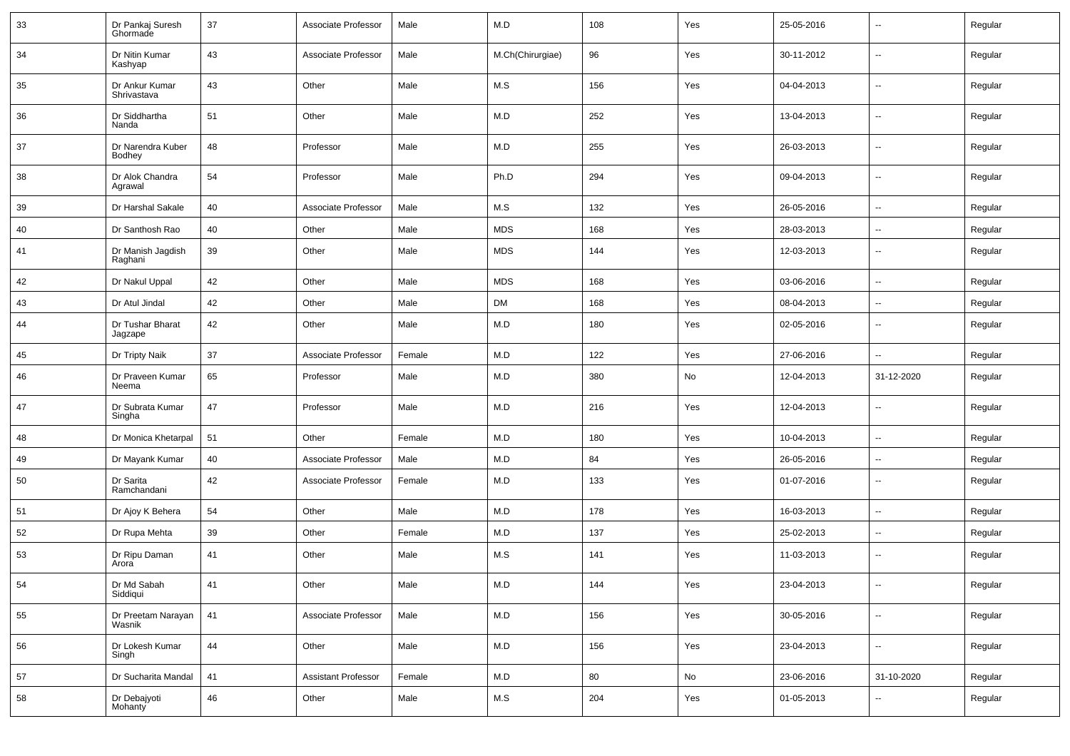| 33 | Dr Pankaj Suresh Ghormade | 37 | Associate Professor | Male | M.D | 108 | Yes | 25-05-2016 | -- | Regular |
|---|---|---|---|---|---|---|---|---|---|---|
| 34 | Dr Nitin Kumar Kashyap | 43 | Associate Professor | Male | M.Ch(Chirurgiae) | 96 | Yes | 30-11-2012 | -- | Regular |
| 35 | Dr Ankur Kumar Shrivastava | 43 | Other | Male | M.S | 156 | Yes | 04-04-2013 | -- | Regular |
| 36 | Dr Siddhartha Nanda | 51 | Other | Male | M.D | 252 | Yes | 13-04-2013 | -- | Regular |
| 37 | Dr Narendra Kuber Bodhey | 48 | Professor | Male | M.D | 255 | Yes | 26-03-2013 | -- | Regular |
| 38 | Dr Alok Chandra Agrawal | 54 | Professor | Male | Ph.D | 294 | Yes | 09-04-2013 | -- | Regular |
| 39 | Dr Harshal Sakale | 40 | Associate Professor | Male | M.S | 132 | Yes | 26-05-2016 | -- | Regular |
| 40 | Dr Santhosh Rao | 40 | Other | Male | MDS | 168 | Yes | 28-03-2013 | -- | Regular |
| 41 | Dr Manish Jagdish Raghani | 39 | Other | Male | MDS | 144 | Yes | 12-03-2013 | -- | Regular |
| 42 | Dr Nakul Uppal | 42 | Other | Male | MDS | 168 | Yes | 03-06-2016 | -- | Regular |
| 43 | Dr Atul Jindal | 42 | Other | Male | DM | 168 | Yes | 08-04-2013 | -- | Regular |
| 44 | Dr Tushar Bharat Jagzape | 42 | Other | Male | M.D | 180 | Yes | 02-05-2016 | -- | Regular |
| 45 | Dr Tripty Naik | 37 | Associate Professor | Female | M.D | 122 | Yes | 27-06-2016 | -- | Regular |
| 46 | Dr Praveen Kumar Neema | 65 | Professor | Male | M.D | 380 | No | 12-04-2013 | 31-12-2020 | Regular |
| 47 | Dr Subrata Kumar Singha | 47 | Professor | Male | M.D | 216 | Yes | 12-04-2013 | -- | Regular |
| 48 | Dr Monica Khetarpal | 51 | Other | Female | M.D | 180 | Yes | 10-04-2013 | -- | Regular |
| 49 | Dr Mayank Kumar | 40 | Associate Professor | Male | M.D | 84 | Yes | 26-05-2016 | -- | Regular |
| 50 | Dr Sarita Ramchandani | 42 | Associate Professor | Female | M.D | 133 | Yes | 01-07-2016 | -- | Regular |
| 51 | Dr Ajoy K Behera | 54 | Other | Male | M.D | 178 | Yes | 16-03-2013 | -- | Regular |
| 52 | Dr Rupa Mehta | 39 | Other | Female | M.D | 137 | Yes | 25-02-2013 | -- | Regular |
| 53 | Dr Ripu Daman Arora | 41 | Other | Male | M.S | 141 | Yes | 11-03-2013 | -- | Regular |
| 54 | Dr Md Sabah Siddiqui | 41 | Other | Male | M.D | 144 | Yes | 23-04-2013 | -- | Regular |
| 55 | Dr Preetam Narayan Wasnik | 41 | Associate Professor | Male | M.D | 156 | Yes | 30-05-2016 | -- | Regular |
| 56 | Dr Lokesh Kumar Singh | 44 | Other | Male | M.D | 156 | Yes | 23-04-2013 | -- | Regular |
| 57 | Dr Sucharita Mandal | 41 | Assistant Professor | Female | M.D | 80 | No | 23-06-2016 | 31-10-2020 | Regular |
| 58 | Dr Debajyoti Mohanty | 46 | Other | Male | M.S | 204 | Yes | 01-05-2013 | -- | Regular |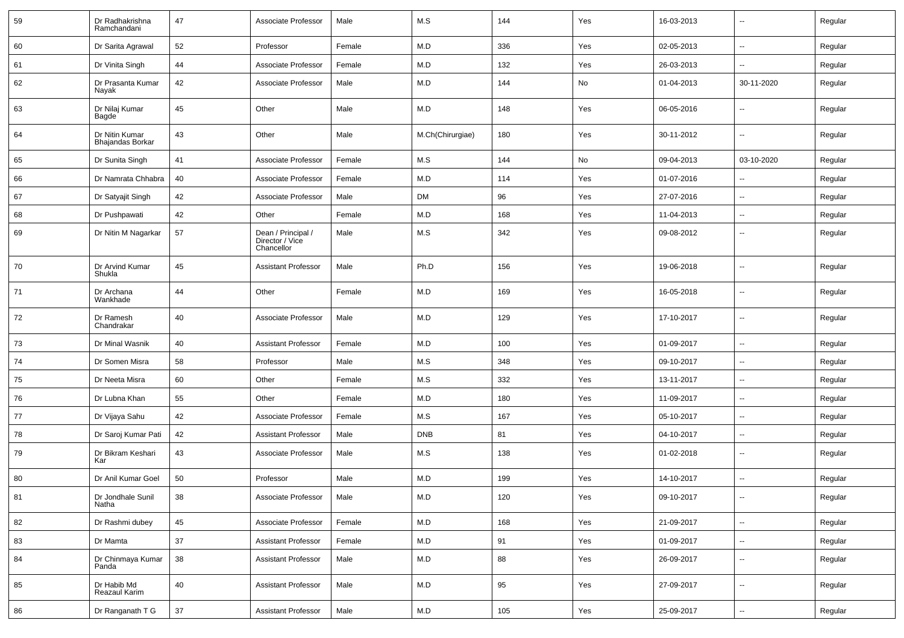| 59 | Dr Radhakrishna Ramchandani | 47 | Associate Professor | Male | M.S | 144 | Yes | 16-03-2013 | -- | Regular |
|---|---|---|---|---|---|---|---|---|---|---|
| 60 | Dr Sarita Agrawal | 52 | Professor | Female | M.D | 336 | Yes | 02-05-2013 | -- | Regular |
| 61 | Dr Vinita Singh | 44 | Associate Professor | Female | M.D | 132 | Yes | 26-03-2013 | -- | Regular |
| 62 | Dr Prasanta Kumar Nayak | 42 | Associate Professor | Male | M.D | 144 | No | 01-04-2013 | 30-11-2020 | Regular |
| 63 | Dr Nilaj Kumar Bagde | 45 | Other | Male | M.D | 148 | Yes | 06-05-2016 | -- | Regular |
| 64 | Dr Nitin Kumar Bhajandas Borkar | 43 | Other | Male | M.Ch(Chirurgiae) | 180 | Yes | 30-11-2012 | -- | Regular |
| 65 | Dr Sunita Singh | 41 | Associate Professor | Female | M.S | 144 | No | 09-04-2013 | 03-10-2020 | Regular |
| 66 | Dr Namrata Chhabra | 40 | Associate Professor | Female | M.D | 114 | Yes | 01-07-2016 | -- | Regular |
| 67 | Dr Satyajit Singh | 42 | Associate Professor | Male | DM | 96 | Yes | 27-07-2016 | -- | Regular |
| 68 | Dr Pushpawati | 42 | Other | Female | M.D | 168 | Yes | 11-04-2013 | -- | Regular |
| 69 | Dr Nitin M Nagarkar | 57 | Dean / Principal / Director / Vice Chancellor | Male | M.S | 342 | Yes | 09-08-2012 | -- | Regular |
| 70 | Dr Arvind Kumar Shukla | 45 | Assistant Professor | Male | Ph.D | 156 | Yes | 19-06-2018 | -- | Regular |
| 71 | Dr Archana Wankhade | 44 | Other | Female | M.D | 169 | Yes | 16-05-2018 | -- | Regular |
| 72 | Dr Ramesh Chandrakar | 40 | Associate Professor | Male | M.D | 129 | Yes | 17-10-2017 | -- | Regular |
| 73 | Dr Minal Wasnik | 40 | Assistant Professor | Female | M.D | 100 | Yes | 01-09-2017 | -- | Regular |
| 74 | Dr Somen Misra | 58 | Professor | Male | M.S | 348 | Yes | 09-10-2017 | -- | Regular |
| 75 | Dr Neeta Misra | 60 | Other | Female | M.S | 332 | Yes | 13-11-2017 | -- | Regular |
| 76 | Dr Lubna Khan | 55 | Other | Female | M.D | 180 | Yes | 11-09-2017 | -- | Regular |
| 77 | Dr Vijaya Sahu | 42 | Associate Professor | Female | M.S | 167 | Yes | 05-10-2017 | -- | Regular |
| 78 | Dr Saroj Kumar Pati | 42 | Assistant Professor | Male | DNB | 81 | Yes | 04-10-2017 | -- | Regular |
| 79 | Dr Bikram Keshari Kar | 43 | Associate Professor | Male | M.S | 138 | Yes | 01-02-2018 | -- | Regular |
| 80 | Dr Anil Kumar Goel | 50 | Professor | Male | M.D | 199 | Yes | 14-10-2017 | -- | Regular |
| 81 | Dr Jondhale Sunil Natha | 38 | Associate Professor | Male | M.D | 120 | Yes | 09-10-2017 | -- | Regular |
| 82 | Dr Rashmi dubey | 45 | Associate Professor | Female | M.D | 168 | Yes | 21-09-2017 | -- | Regular |
| 83 | Dr Mamta | 37 | Assistant Professor | Female | M.D | 91 | Yes | 01-09-2017 | -- | Regular |
| 84 | Dr Chinmaya Kumar Panda | 38 | Assistant Professor | Male | M.D | 88 | Yes | 26-09-2017 | -- | Regular |
| 85 | Dr Habib Md Reazaul Karim | 40 | Assistant Professor | Male | M.D | 95 | Yes | 27-09-2017 | -- | Regular |
| 86 | Dr Ranganath T G | 37 | Assistant Professor | Male | M.D | 105 | Yes | 25-09-2017 | -- | Regular |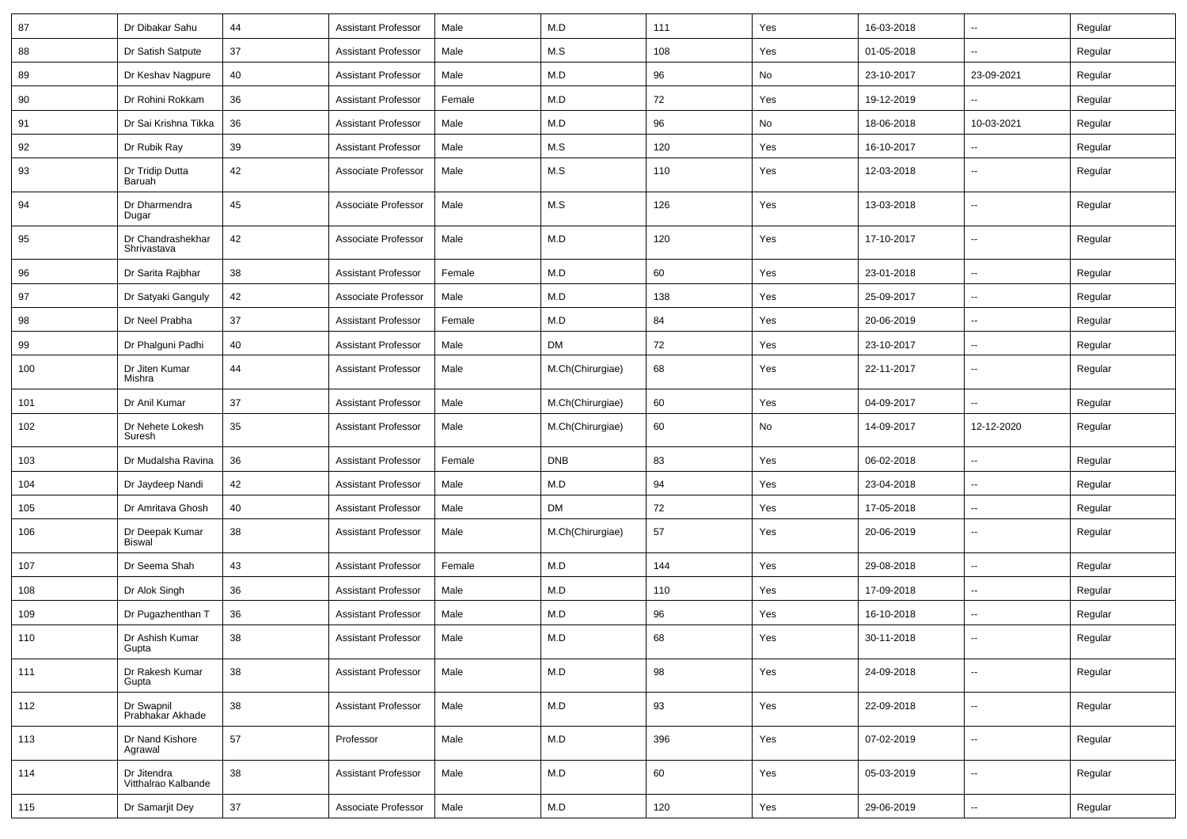| 87 | Dr Dibakar Sahu | 44 | Assistant Professor | Male | M.D | 111 | Yes | 16-03-2018 | -- | Regular |
|---|---|---|---|---|---|---|---|---|---|---|
| 88 | Dr Satish Satpute | 37 | Assistant Professor | Male | M.S | 108 | Yes | 01-05-2018 | -- | Regular |
| 89 | Dr Keshav Nagpure | 40 | Assistant Professor | Male | M.D | 96 | No | 23-10-2017 | 23-09-2021 | Regular |
| 90 | Dr Rohini Rokkam | 36 | Assistant Professor | Female | M.D | 72 | Yes | 19-12-2019 | -- | Regular |
| 91 | Dr Sai Krishna Tikka | 36 | Assistant Professor | Male | M.D | 96 | No | 18-06-2018 | 10-03-2021 | Regular |
| 92 | Dr Rubik Ray | 39 | Assistant Professor | Male | M.S | 120 | Yes | 16-10-2017 | -- | Regular |
| 93 | Dr Tridip Dutta Baruah | 42 | Associate Professor | Male | M.S | 110 | Yes | 12-03-2018 | -- | Regular |
| 94 | Dr Dharmendra Dugar | 45 | Associate Professor | Male | M.S | 126 | Yes | 13-03-2018 | -- | Regular |
| 95 | Dr Chandrashekhar Shrivastava | 42 | Associate Professor | Male | M.D | 120 | Yes | 17-10-2017 | -- | Regular |
| 96 | Dr Sarita Rajbhar | 38 | Assistant Professor | Female | M.D | 60 | Yes | 23-01-2018 | -- | Regular |
| 97 | Dr Satyaki Ganguly | 42 | Associate Professor | Male | M.D | 138 | Yes | 25-09-2017 | -- | Regular |
| 98 | Dr Neel Prabha | 37 | Assistant Professor | Female | M.D | 84 | Yes | 20-06-2019 | -- | Regular |
| 99 | Dr Phalguni Padhi | 40 | Assistant Professor | Male | DM | 72 | Yes | 23-10-2017 | -- | Regular |
| 100 | Dr Jiten Kumar Mishra | 44 | Assistant Professor | Male | M.Ch(Chirurgiae) | 68 | Yes | 22-11-2017 | -- | Regular |
| 101 | Dr Anil Kumar | 37 | Assistant Professor | Male | M.Ch(Chirurgiae) | 60 | Yes | 04-09-2017 | -- | Regular |
| 102 | Dr Nehete Lokesh Suresh | 35 | Assistant Professor | Male | M.Ch(Chirurgiae) | 60 | No | 14-09-2017 | 12-12-2020 | Regular |
| 103 | Dr Mudalsha Ravina | 36 | Assistant Professor | Female | DNB | 83 | Yes | 06-02-2018 | -- | Regular |
| 104 | Dr Jaydeep Nandi | 42 | Assistant Professor | Male | M.D | 94 | Yes | 23-04-2018 | -- | Regular |
| 105 | Dr Amritava Ghosh | 40 | Assistant Professor | Male | DM | 72 | Yes | 17-05-2018 | -- | Regular |
| 106 | Dr Deepak Kumar Biswal | 38 | Assistant Professor | Male | M.Ch(Chirurgiae) | 57 | Yes | 20-06-2019 | -- | Regular |
| 107 | Dr Seema Shah | 43 | Assistant Professor | Female | M.D | 144 | Yes | 29-08-2018 | -- | Regular |
| 108 | Dr Alok Singh | 36 | Assistant Professor | Male | M.D | 110 | Yes | 17-09-2018 | -- | Regular |
| 109 | Dr Pugazhenthan T | 36 | Assistant Professor | Male | M.D | 96 | Yes | 16-10-2018 | -- | Regular |
| 110 | Dr Ashish Kumar Gupta | 38 | Assistant Professor | Male | M.D | 68 | Yes | 30-11-2018 | -- | Regular |
| 111 | Dr Rakesh Kumar Gupta | 38 | Assistant Professor | Male | M.D | 98 | Yes | 24-09-2018 | -- | Regular |
| 112 | Dr Swapnil Prabhakar Akhade | 38 | Assistant Professor | Male | M.D | 93 | Yes | 22-09-2018 | -- | Regular |
| 113 | Dr Nand Kishore Agrawal | 57 | Professor | Male | M.D | 396 | Yes | 07-02-2019 | -- | Regular |
| 114 | Dr Jitendra Vitthalrao Kalbande | 38 | Assistant Professor | Male | M.D | 60 | Yes | 05-03-2019 | -- | Regular |
| 115 | Dr Samarjit Dey | 37 | Associate Professor | Male | M.D | 120 | Yes | 29-06-2019 | -- | Regular |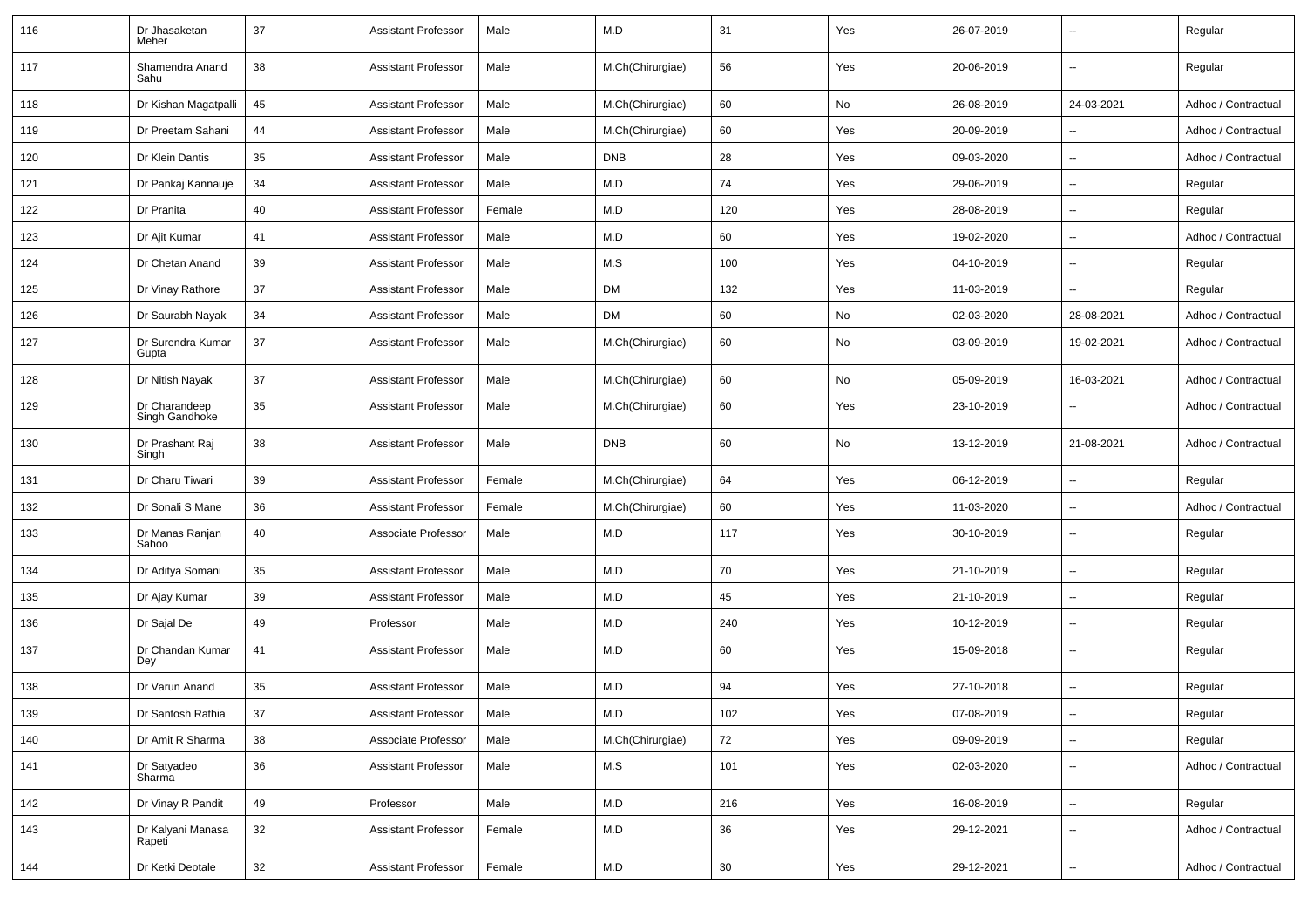| 116 | Dr Jhasaketan Meher | 37 | Assistant Professor | Male | M.D | 31 | Yes | 26-07-2019 | -- | Regular |
|---|---|---|---|---|---|---|---|---|---|---|
| 117 | Shamendra Anand Sahu | 38 | Assistant Professor | Male | M.Ch(Chirurgiae) | 56 | Yes | 20-06-2019 | -- | Regular |
| 118 | Dr Kishan Magatpalli | 45 | Assistant Professor | Male | M.Ch(Chirurgiae) | 60 | No | 26-08-2019 | 24-03-2021 | Adhoc / Contractual |
| 119 | Dr Preetam Sahani | 44 | Assistant Professor | Male | M.Ch(Chirurgiae) | 60 | Yes | 20-09-2019 | -- | Adhoc / Contractual |
| 120 | Dr Klein Dantis | 35 | Assistant Professor | Male | DNB | 28 | Yes | 09-03-2020 | -- | Adhoc / Contractual |
| 121 | Dr Pankaj Kannauje | 34 | Assistant Professor | Male | M.D | 74 | Yes | 29-06-2019 | -- | Regular |
| 122 | Dr Pranita | 40 | Assistant Professor | Female | M.D | 120 | Yes | 28-08-2019 | -- | Regular |
| 123 | Dr Ajit Kumar | 41 | Assistant Professor | Male | M.D | 60 | Yes | 19-02-2020 | -- | Adhoc / Contractual |
| 124 | Dr Chetan Anand | 39 | Assistant Professor | Male | M.S | 100 | Yes | 04-10-2019 | -- | Regular |
| 125 | Dr Vinay Rathore | 37 | Assistant Professor | Male | DM | 132 | Yes | 11-03-2019 | -- | Regular |
| 126 | Dr Saurabh Nayak | 34 | Assistant Professor | Male | DM | 60 | No | 02-03-2020 | 28-08-2021 | Adhoc / Contractual |
| 127 | Dr Surendra Kumar Gupta | 37 | Assistant Professor | Male | M.Ch(Chirurgiae) | 60 | No | 03-09-2019 | 19-02-2021 | Adhoc / Contractual |
| 128 | Dr Nitish Nayak | 37 | Assistant Professor | Male | M.Ch(Chirurgiae) | 60 | No | 05-09-2019 | 16-03-2021 | Adhoc / Contractual |
| 129 | Dr Charandeep Singh Gandhoke | 35 | Assistant Professor | Male | M.Ch(Chirurgiae) | 60 | Yes | 23-10-2019 | -- | Adhoc / Contractual |
| 130 | Dr Prashant Raj Singh | 38 | Assistant Professor | Male | DNB | 60 | No | 13-12-2019 | 21-08-2021 | Adhoc / Contractual |
| 131 | Dr Charu Tiwari | 39 | Assistant Professor | Female | M.Ch(Chirurgiae) | 64 | Yes | 06-12-2019 | -- | Regular |
| 132 | Dr Sonali S Mane | 36 | Assistant Professor | Female | M.Ch(Chirurgiae) | 60 | Yes | 11-03-2020 | -- | Adhoc / Contractual |
| 133 | Dr Manas Ranjan Sahoo | 40 | Associate Professor | Male | M.D | 117 | Yes | 30-10-2019 | -- | Regular |
| 134 | Dr Aditya Somani | 35 | Assistant Professor | Male | M.D | 70 | Yes | 21-10-2019 | -- | Regular |
| 135 | Dr Ajay Kumar | 39 | Assistant Professor | Male | M.D | 45 | Yes | 21-10-2019 | -- | Regular |
| 136 | Dr Sajal De | 49 | Professor | Male | M.D | 240 | Yes | 10-12-2019 | -- | Regular |
| 137 | Dr Chandan Kumar Dey | 41 | Assistant Professor | Male | M.D | 60 | Yes | 15-09-2018 | -- | Regular |
| 138 | Dr Varun Anand | 35 | Assistant Professor | Male | M.D | 94 | Yes | 27-10-2018 | -- | Regular |
| 139 | Dr Santosh Rathia | 37 | Assistant Professor | Male | M.D | 102 | Yes | 07-08-2019 | -- | Regular |
| 140 | Dr Amit R Sharma | 38 | Associate Professor | Male | M.Ch(Chirurgiae) | 72 | Yes | 09-09-2019 | -- | Regular |
| 141 | Dr Satyadeo Sharma | 36 | Assistant Professor | Male | M.S | 101 | Yes | 02-03-2020 | -- | Adhoc / Contractual |
| 142 | Dr Vinay R Pandit | 49 | Professor | Male | M.D | 216 | Yes | 16-08-2019 | -- | Regular |
| 143 | Dr Kalyani Manasa Rapeti | 32 | Assistant Professor | Female | M.D | 36 | Yes | 29-12-2021 | -- | Adhoc / Contractual |
| 144 | Dr Ketki Deotale | 32 | Assistant Professor | Female | M.D | 30 | Yes | 29-12-2021 | -- | Adhoc / Contractual |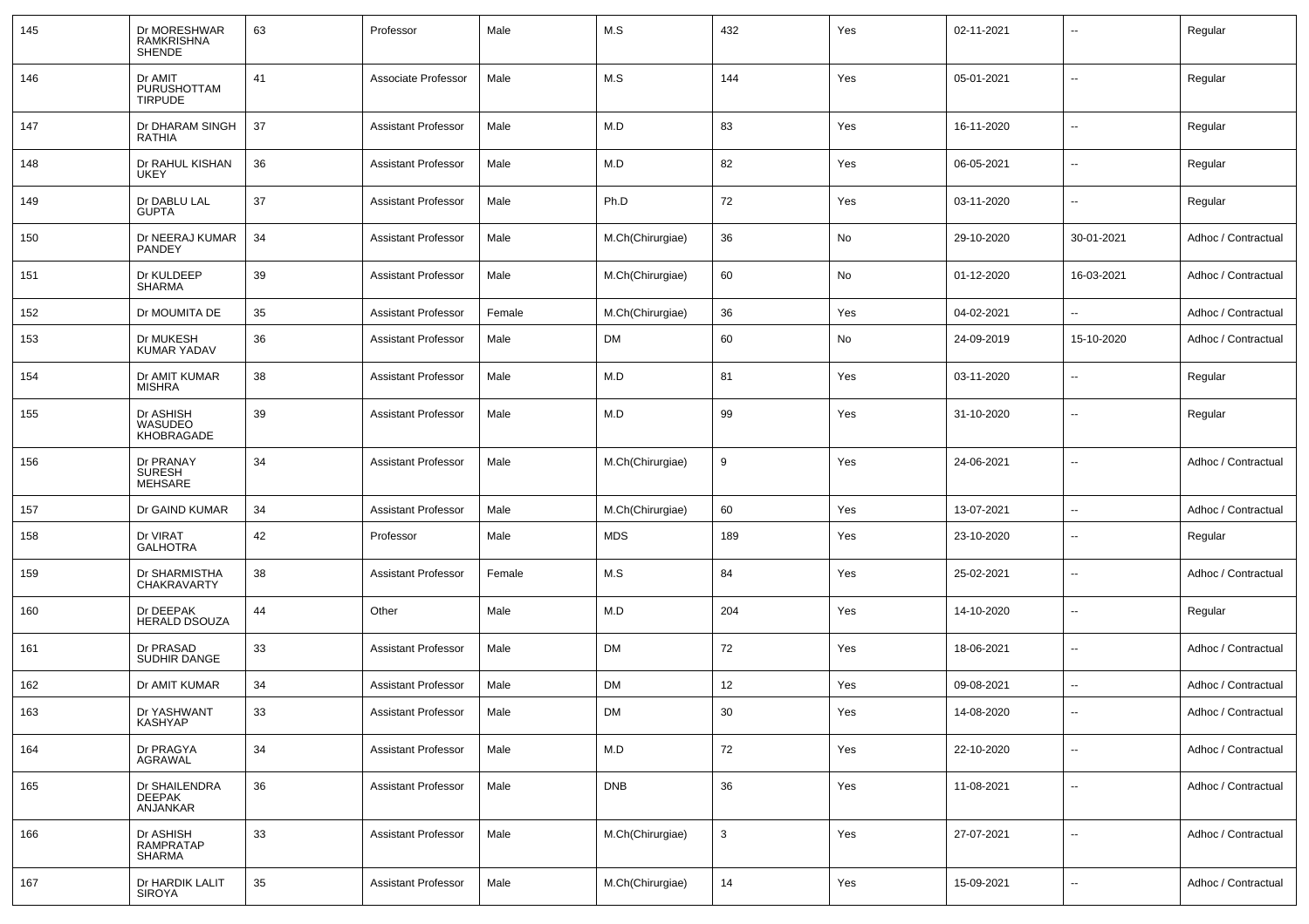| 145 | Dr MORESHWAR RAMKRISHNA SHENDE | 63 | Professor | Male | M.S | 432 | Yes | 02-11-2021 | -- | Regular |
|---|---|---|---|---|---|---|---|---|---|---|
| 146 | Dr AMIT PURUSHOTTAM TIRPUDE | 41 | Associate Professor | Male | M.S | 144 | Yes | 05-01-2021 | -- | Regular |
| 147 | Dr DHARAM SINGH RATHIA | 37 | Assistant Professor | Male | M.D | 83 | Yes | 16-11-2020 | -- | Regular |
| 148 | Dr RAHUL KISHAN UKEY | 36 | Assistant Professor | Male | M.D | 82 | Yes | 06-05-2021 | -- | Regular |
| 149 | Dr DABLU LAL GUPTA | 37 | Assistant Professor | Male | Ph.D | 72 | Yes | 03-11-2020 | -- | Regular |
| 150 | Dr NEERAJ KUMAR PANDEY | 34 | Assistant Professor | Male | M.Ch(Chirurgiae) | 36 | No | 29-10-2020 | 30-01-2021 | Adhoc / Contractual |
| 151 | Dr KULDEEP SHARMA | 39 | Assistant Professor | Male | M.Ch(Chirurgiae) | 60 | No | 01-12-2020 | 16-03-2021 | Adhoc / Contractual |
| 152 | Dr MOUMITA DE | 35 | Assistant Professor | Female | M.Ch(Chirurgiae) | 36 | Yes | 04-02-2021 | -- | Adhoc / Contractual |
| 153 | Dr MUKESH KUMAR YADAV | 36 | Assistant Professor | Male | DM | 60 | No | 24-09-2019 | 15-10-2020 | Adhoc / Contractual |
| 154 | Dr AMIT KUMAR MISHRA | 38 | Assistant Professor | Male | M.D | 81 | Yes | 03-11-2020 | -- | Regular |
| 155 | Dr ASHISH WASUDEO KHOBRAGADE | 39 | Assistant Professor | Male | M.D | 99 | Yes | 31-10-2020 | -- | Regular |
| 156 | Dr PRANAY SURESH MEHSARE | 34 | Assistant Professor | Male | M.Ch(Chirurgiae) | 9 | Yes | 24-06-2021 | -- | Adhoc / Contractual |
| 157 | Dr GAIND KUMAR | 34 | Assistant Professor | Male | M.Ch(Chirurgiae) | 60 | Yes | 13-07-2021 | -- | Adhoc / Contractual |
| 158 | Dr VIRAT GALHOTRA | 42 | Professor | Male | MDS | 189 | Yes | 23-10-2020 | -- | Regular |
| 159 | Dr SHARMISTHA CHAKRAVARTY | 38 | Assistant Professor | Female | M.S | 84 | Yes | 25-02-2021 | -- | Adhoc / Contractual |
| 160 | Dr DEEPAK HERALD DSOUZA | 44 | Other | Male | M.D | 204 | Yes | 14-10-2020 | -- | Regular |
| 161 | Dr PRASAD SUDHIR DANGE | 33 | Assistant Professor | Male | DM | 72 | Yes | 18-06-2021 | -- | Adhoc / Contractual |
| 162 | Dr AMIT KUMAR | 34 | Assistant Professor | Male | DM | 12 | Yes | 09-08-2021 | -- | Adhoc / Contractual |
| 163 | Dr YASHWANT KASHYAP | 33 | Assistant Professor | Male | DM | 30 | Yes | 14-08-2020 | -- | Adhoc / Contractual |
| 164 | Dr PRAGYA AGRAWAL | 34 | Assistant Professor | Male | M.D | 72 | Yes | 22-10-2020 | -- | Adhoc / Contractual |
| 165 | Dr SHAILENDRA DEEPAK ANJANKAR | 36 | Assistant Professor | Male | DNB | 36 | Yes | 11-08-2021 | -- | Adhoc / Contractual |
| 166 | Dr ASHISH RAMPRATAP SHARMA | 33 | Assistant Professor | Male | M.Ch(Chirurgiae) | 3 | Yes | 27-07-2021 | -- | Adhoc / Contractual |
| 167 | Dr HARDIK LALIT SIROYA | 35 | Assistant Professor | Male | M.Ch(Chirurgiae) | 14 | Yes | 15-09-2021 | -- | Adhoc / Contractual |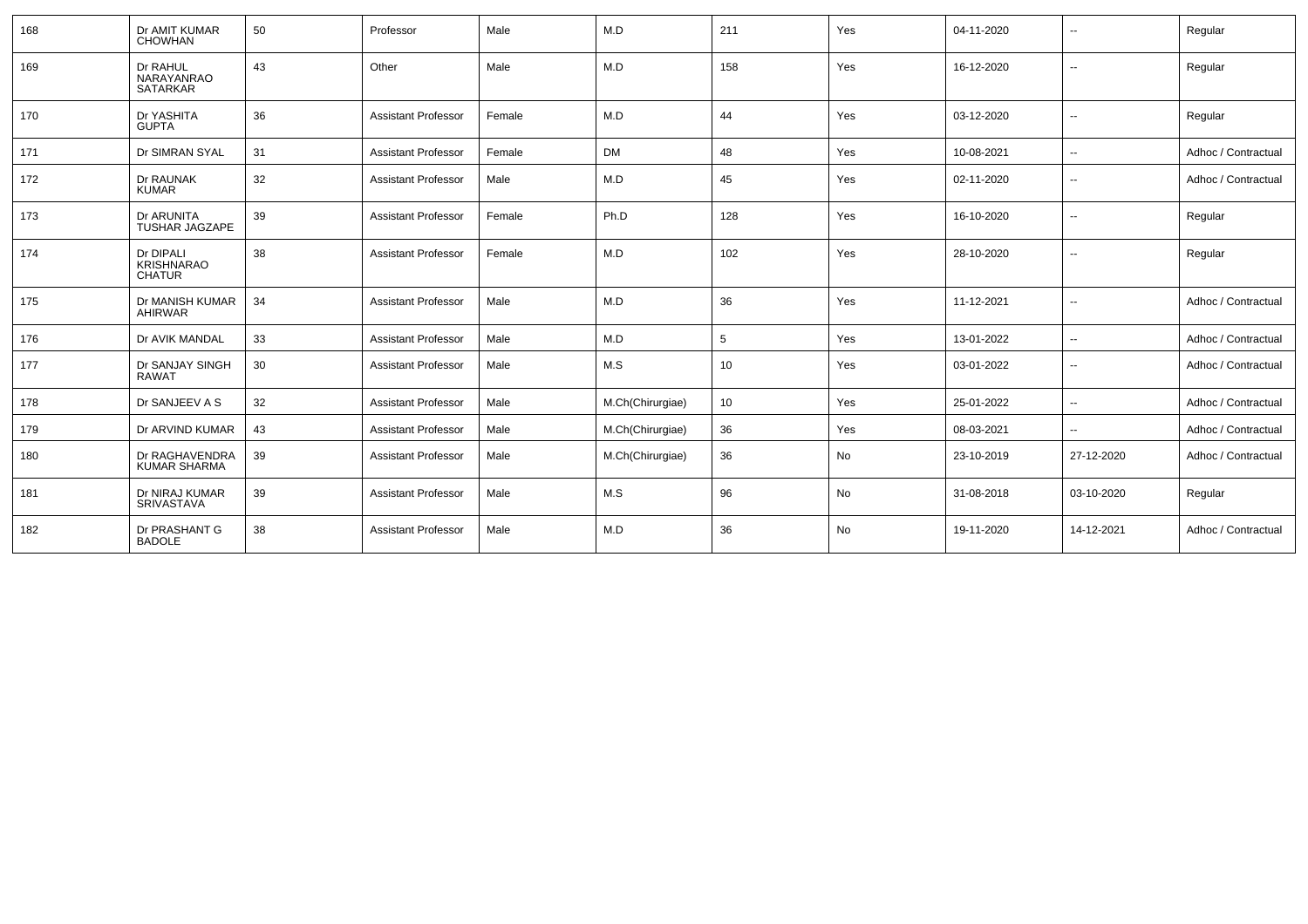| | | | | | | | | | | |
|---|---|---|---|---|---|---|---|---|---|---|
| 168 | Dr AMIT KUMAR CHOWHAN | 50 | Professor | Male | M.D | 211 | Yes | 04-11-2020 | -- | Regular |
| 169 | Dr RAHUL NARAYANRAO SATARKAR | 43 | Other | Male | M.D | 158 | Yes | 16-12-2020 | -- | Regular |
| 170 | Dr YASHITA GUPTA | 36 | Assistant Professor | Female | M.D | 44 | Yes | 03-12-2020 | -- | Regular |
| 171 | Dr SIMRAN SYAL | 31 | Assistant Professor | Female | DM | 48 | Yes | 10-08-2021 | -- | Adhoc / Contractual |
| 172 | Dr RAUNAK KUMAR | 32 | Assistant Professor | Male | M.D | 45 | Yes | 02-11-2020 | -- | Adhoc / Contractual |
| 173 | Dr ARUNITA TUSHAR JAGZAPE | 39 | Assistant Professor | Female | Ph.D | 128 | Yes | 16-10-2020 | -- | Regular |
| 174 | Dr DIPALI KRISHNARAO CHATUR | 38 | Assistant Professor | Female | M.D | 102 | Yes | 28-10-2020 | -- | Regular |
| 175 | Dr MANISH KUMAR AHIRWAR | 34 | Assistant Professor | Male | M.D | 36 | Yes | 11-12-2021 | -- | Adhoc / Contractual |
| 176 | Dr AVIK MANDAL | 33 | Assistant Professor | Male | M.D | 5 | Yes | 13-01-2022 | -- | Adhoc / Contractual |
| 177 | Dr SANJAY SINGH RAWAT | 30 | Assistant Professor | Male | M.S | 10 | Yes | 03-01-2022 | -- | Adhoc / Contractual |
| 178 | Dr SANJEEV A S | 32 | Assistant Professor | Male | M.Ch(Chirurgiae) | 10 | Yes | 25-01-2022 | -- | Adhoc / Contractual |
| 179 | Dr ARVIND KUMAR | 43 | Assistant Professor | Male | M.Ch(Chirurgiae) | 36 | Yes | 08-03-2021 | -- | Adhoc / Contractual |
| 180 | Dr RAGHAVENDRA KUMAR SHARMA | 39 | Assistant Professor | Male | M.Ch(Chirurgiae) | 36 | No | 23-10-2019 | 27-12-2020 | Adhoc / Contractual |
| 181 | Dr NIRAJ KUMAR SRIVASTAVA | 39 | Assistant Professor | Male | M.S | 96 | No | 31-08-2018 | 03-10-2020 | Regular |
| 182 | Dr PRASHANT G BADOLE | 38 | Assistant Professor | Male | M.D | 36 | No | 19-11-2020 | 14-12-2021 | Adhoc / Contractual |